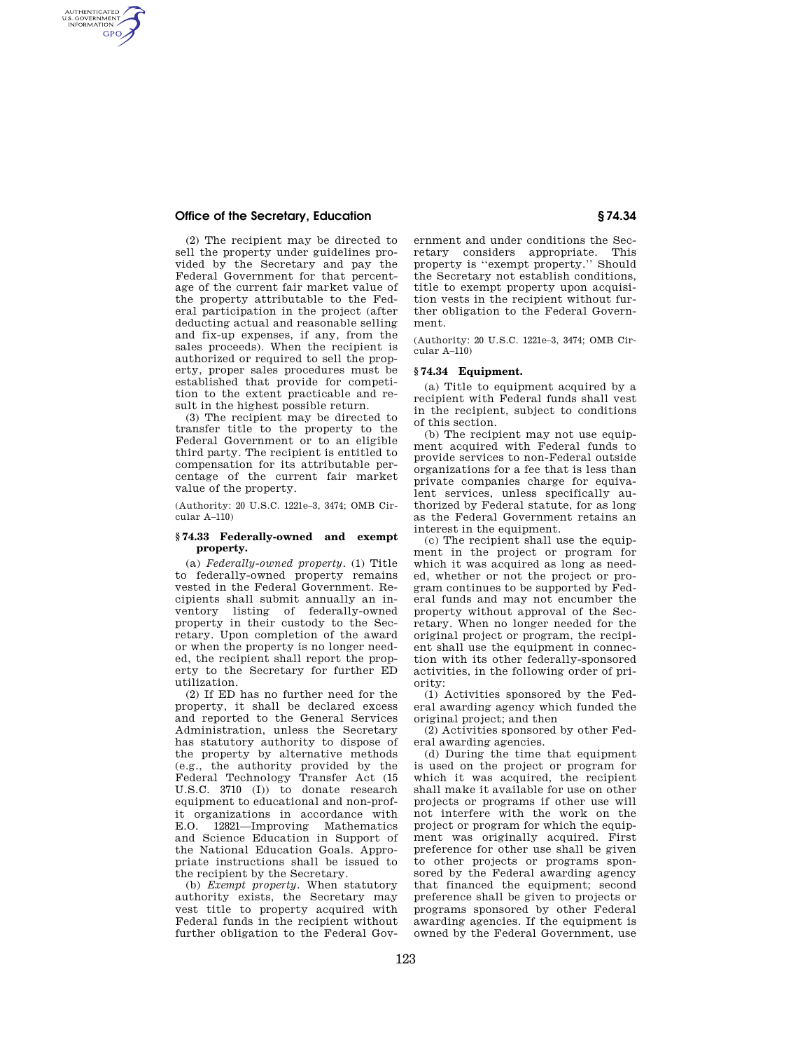(2) The recipient may be directed to sell the property under guidelines provided by the Secretary and pay the Federal Government for that percentage of the current fair market value of the property attributable to the Federal participation in the project (after deducting actual and reasonable selling and fix-up expenses, if any, from the sales proceeds). When the recipient is authorized or required to sell the property, proper sales procedures must be established that provide for competition to the extent practicable and result in the highest possible return.

(3) The recipient may be directed to transfer title to the property to the Federal Government or to an eligible third party. The recipient is entitled to compensation for its attributable percentage of the current fair market value of the property.

(Authority: 20 U.S.C. 1221e–3, 3474; OMB Circular A–110)

### § 74.33 Federally-owned and exempt property.

(a) *Federally-owned property.* (1) Title to federally-owned property remains vested in the Federal Government. Recipients shall submit annually an inventory listing of federally-owned property in their custody to the Secretary. Upon completion of the award or when the property is no longer needed, the recipient shall report the property to the Secretary for further ED utilization.

(2) If ED has no further need for the property, it shall be declared excess and reported to the General Services Administration, unless the Secretary has statutory authority to dispose of the property by alternative methods (e.g., the authority provided by the Federal Technology Transfer Act (15 U.S.C. 3710 (I)) to donate research equipment to educational and non-profit organizations in accordance with E.O. 12821—Improving Mathematics and Science Education in Support of the National Education Goals. Appropriate instructions shall be issued to the recipient by the Secretary.

(b) *Exempt property.* When statutory authority exists, the Secretary may vest title to property acquired with Federal funds in the recipient without further obligation to the Federal Government and under conditions the Secretary considers appropriate. This property is "exempt property." Should the Secretary not establish conditions, title to exempt property upon acquisition vests in the recipient without further obligation to the Federal Government.

(Authority: 20 U.S.C. 1221e–3, 3474; OMB Circular A–110)

### § 74.34 Equipment.

(a) Title to equipment acquired by a recipient with Federal funds shall vest in the recipient, subject to conditions of this section.

(b) The recipient may not use equipment acquired with Federal funds to provide services to non-Federal outside organizations for a fee that is less than private companies charge for equivalent services, unless specifically authorized by Federal statute, for as long as the Federal Government retains an interest in the equipment.

(c) The recipient shall use the equipment in the project or program for which it was acquired as long as needed, whether or not the project or program continues to be supported by Federal funds and may not encumber the property without approval of the Secretary. When no longer needed for the original project or program, the recipient shall use the equipment in connection with its other federally-sponsored activities, in the following order of priority:

(1) Activities sponsored by the Federal awarding agency which funded the original project; and then

(2) Activities sponsored by other Federal awarding agencies.

(d) During the time that equipment is used on the project or program for which it was acquired, the recipient shall make it available for use on other projects or programs if other use will not interfere with the work on the project or program for which the equipment was originally acquired. First preference for other use shall be given to other projects or programs sponsored by the Federal awarding agency that financed the equipment; second preference shall be given to projects or programs sponsored by other Federal awarding agencies. If the equipment is owned by the Federal Government, use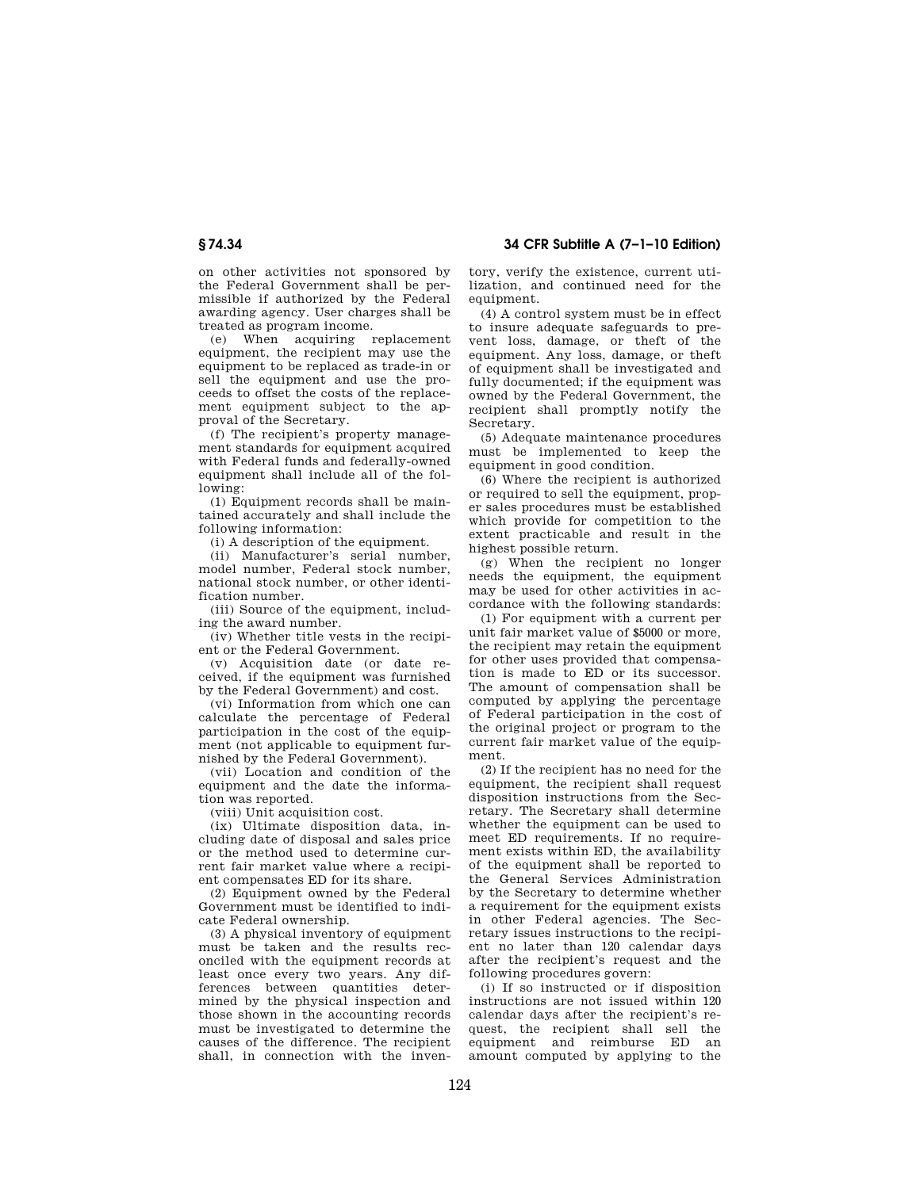on other activities not sponsored by the Federal Government shall be permissible if authorized by the Federal awarding agency. User charges shall be treated as program income.

(e) When acquiring replacement equipment, the recipient may use the equipment to be replaced as trade-in or sell the equipment and use the proceeds to offset the costs of the replacement equipment subject to the approval of the Secretary.

(f) The recipient's property management standards for equipment acquired with Federal funds and federally-owned equipment shall include all of the following:

(1) Equipment records shall be maintained accurately and shall include the following information:

(i) A description of the equipment.

(ii) Manufacturer's serial number, model number, Federal stock number, national stock number, or other identification number.

(iii) Source of the equipment, including the award number.

(iv) Whether title vests in the recipient or the Federal Government.

(v) Acquisition date (or date received, if the equipment was furnished by the Federal Government) and cost.

(vi) Information from which one can calculate the percentage of Federal participation in the cost of the equipment (not applicable to equipment furnished by the Federal Government).

(vii) Location and condition of the equipment and the date the information was reported.

(viii) Unit acquisition cost.

(ix) Ultimate disposition data, including date of disposal and sales price or the method used to determine current fair market value where a recipient compensates ED for its share.

(2) Equipment owned by the Federal Government must be identified to indicate Federal ownership.

(3) A physical inventory of equipment must be taken and the results reconciled with the equipment records at least once every two years. Any differences between quantities determined by the physical inspection and those shown in the accounting records must be investigated to determine the causes of the difference. The recipient shall, in connection with the inventory, verify the existence, current utilization, and continued need for the equipment.

(4) A control system must be in effect to insure adequate safeguards to prevent loss, damage, or theft of the equipment. Any loss, damage, or theft of equipment shall be investigated and fully documented; if the equipment was owned by the Federal Government, the recipient shall promptly notify the Secretary.

(5) Adequate maintenance procedures must be implemented to keep the equipment in good condition.

(6) Where the recipient is authorized or required to sell the equipment, proper sales procedures must be established which provide for competition to the extent practicable and result in the highest possible return.

(g) When the recipient no longer needs the equipment, the equipment may be used for other activities in accordance with the following standards:

(1) For equipment with a current per unit fair market value of $5000 or more, the recipient may retain the equipment for other uses provided that compensation is made to ED or its successor. The amount of compensation shall be computed by applying the percentage of Federal participation in the cost of the original project or program to the current fair market value of the equipment.

(2) If the recipient has no need for the equipment, the recipient shall request disposition instructions from the Secretary. The Secretary shall determine whether the equipment can be used to meet ED requirements. If no requirement exists within ED, the availability of the equipment shall be reported to the General Services Administration by the Secretary to determine whether a requirement for the equipment exists in other Federal agencies. The Secretary issues instructions to the recipient no later than 120 calendar days after the recipient's request and the following procedures govern:

(i) If so instructed or if disposition instructions are not issued within 120 calendar days after the recipient's request, the recipient shall sell the equipment and reimburse ED an amount computed by applying to the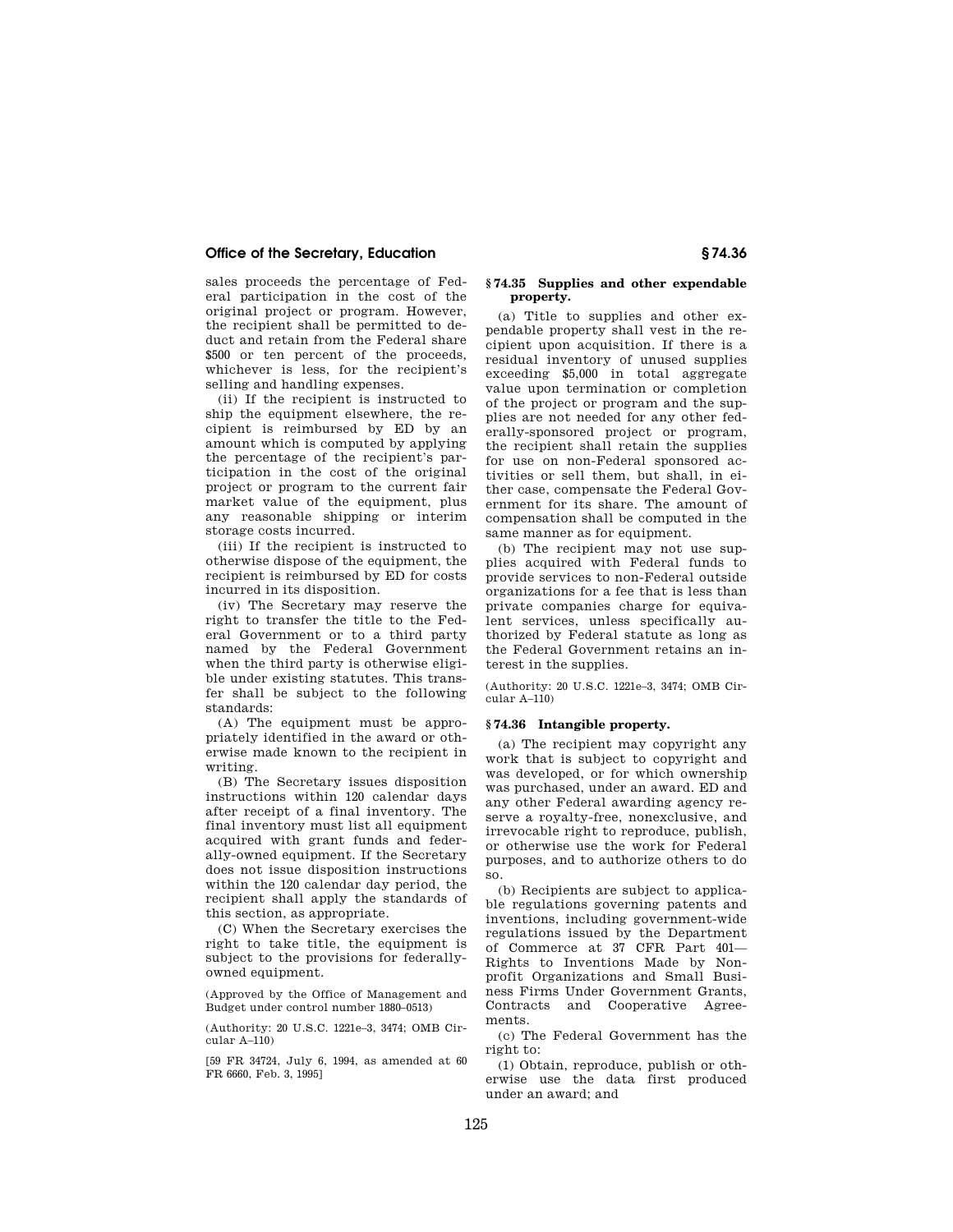sales proceeds the percentage of Federal participation in the cost of the original project or program. However, the recipient shall be permitted to deduct and retain from the Federal share $500 or ten percent of the proceeds, whichever is less, for the recipient's selling and handling expenses.

(ii) If the recipient is instructed to ship the equipment elsewhere, the recipient is reimbursed by ED by an amount which is computed by applying the percentage of the recipient's participation in the cost of the original project or program to the current fair market value of the equipment, plus any reasonable shipping or interim storage costs incurred.

(iii) If the recipient is instructed to otherwise dispose of the equipment, the recipient is reimbursed by ED for costs incurred in its disposition.

(iv) The Secretary may reserve the right to transfer the title to the Federal Government or to a third party named by the Federal Government when the third party is otherwise eligible under existing statutes. This transfer shall be subject to the following standards:

(A) The equipment must be appropriately identified in the award or otherwise made known to the recipient in writing.

(B) The Secretary issues disposition instructions within 120 calendar days after receipt of a final inventory. The final inventory must list all equipment acquired with grant funds and federally-owned equipment. If the Secretary does not issue disposition instructions within the 120 calendar day period, the recipient shall apply the standards of this section, as appropriate.

(C) When the Secretary exercises the right to take title, the equipment is subject to the provisions for federally-owned equipment.

(Approved by the Office of Management and Budget under control number 1880–0513)

(Authority: 20 U.S.C. 1221e–3, 3474; OMB Circular A–110)

[59 FR 34724, July 6, 1994, as amended at 60 FR 6660, Feb. 3, 1995]

### § 74.35 Supplies and other expendable property.

(a) Title to supplies and other expendable property shall vest in the recipient upon acquisition. If there is a residual inventory of unused supplies exceeding $5,000 in total aggregate value upon termination or completion of the project or program and the supplies are not needed for any other federally-sponsored project or program, the recipient shall retain the supplies for use on non-Federal sponsored activities or sell them, but shall, in either case, compensate the Federal Government for its share. The amount of compensation shall be computed in the same manner as for equipment.

(b) The recipient may not use supplies acquired with Federal funds to provide services to non-Federal outside organizations for a fee that is less than private companies charge for equivalent services, unless specifically authorized by Federal statute as long as the Federal Government retains an interest in the supplies.

(Authority: 20 U.S.C. 1221e–3, 3474; OMB Circular A–110)

### § 74.36 Intangible property.

(a) The recipient may copyright any work that is subject to copyright and was developed, or for which ownership was purchased, under an award. ED and any other Federal awarding agency reserve a royalty-free, nonexclusive, and irrevocable right to reproduce, publish, or otherwise use the work for Federal purposes, and to authorize others to do so.

(b) Recipients are subject to applicable regulations governing patents and inventions, including government-wide regulations issued by the Department of Commerce at 37 CFR Part 401—Rights to Inventions Made by Nonprofit Organizations and Small Business Firms Under Government Grants, Contracts and Cooperative Agreements.

(c) The Federal Government has the right to:

(1) Obtain, reproduce, publish or otherwise use the data first produced under an award; and